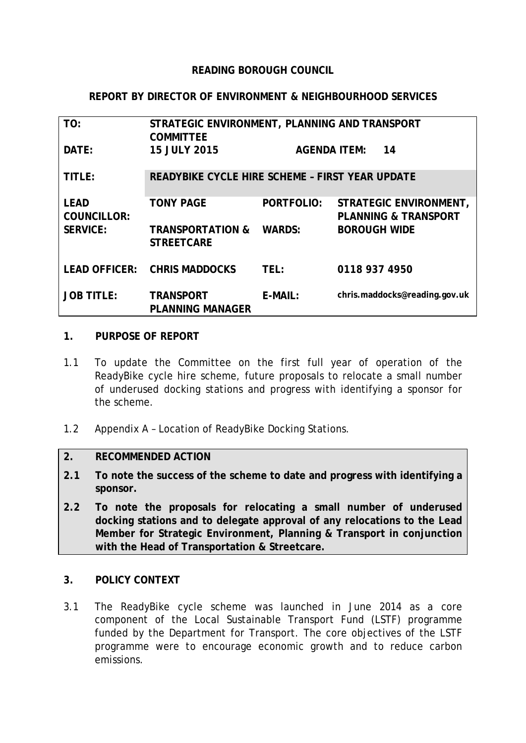**READING BOROUGH COUNCIL**

**REPORT BY DIRECTOR OF ENVIRONMENT & NEIGHBOURHOOD SERVICES**

| | | | |
|---|---|---|---|
| **TO:** | **STRATEGIC ENVIRONMENT, PLANNING AND TRANSPORT COMMITTEE** | | |
| **DATE:** | **15 JULY 2015** | **AGENDA ITEM:** | **14** |
| **TITLE:** | **READYBIKE CYCLE HIRE SCHEME – FIRST YEAR UPDATE** | | |
| **LEAD COUNCILLOR:** | **TONY PAGE** | **PORTFOLIO:** | **STRATEGIC ENVIRONMENT, PLANNING & TRANSPORT** |
| **SERVICE:** | **TRANSPORTATION & STREETCARE** | **WARDS:** | **BOROUGH WIDE** |
| **LEAD OFFICER:** | **CHRIS MADDOCKS** | **TEL:** | **0118 937 4950** |
| **JOB TITLE:** | **TRANSPORT PLANNING MANAGER** | **E-MAIL:** | **chris.maddocks@reading.gov.uk** |

## 1. PURPOSE OF REPORT

1.1 To update the Committee on the first full year of operation of the ReadyBike cycle hire scheme, future proposals to relocate a small number of underused docking stations and progress with identifying a sponsor for the scheme.

1.2 Appendix A – Location of ReadyBike Docking Stations.

## 2. RECOMMENDED ACTION

**2.1 To note the success of the scheme to date and progress with identifying a sponsor.**

**2.2 To note the proposals for relocating a small number of underused docking stations and to delegate approval of any relocations to the Lead Member for Strategic Environment, Planning & Transport in conjunction with the Head of Transportation & Streetcare.**

## 3. POLICY CONTEXT

3.1 The ReadyBike cycle scheme was launched in June 2014 as a core component of the Local Sustainable Transport Fund (LSTF) programme funded by the Department for Transport. The core objectives of the LSTF programme were to encourage economic growth and to reduce carbon emissions.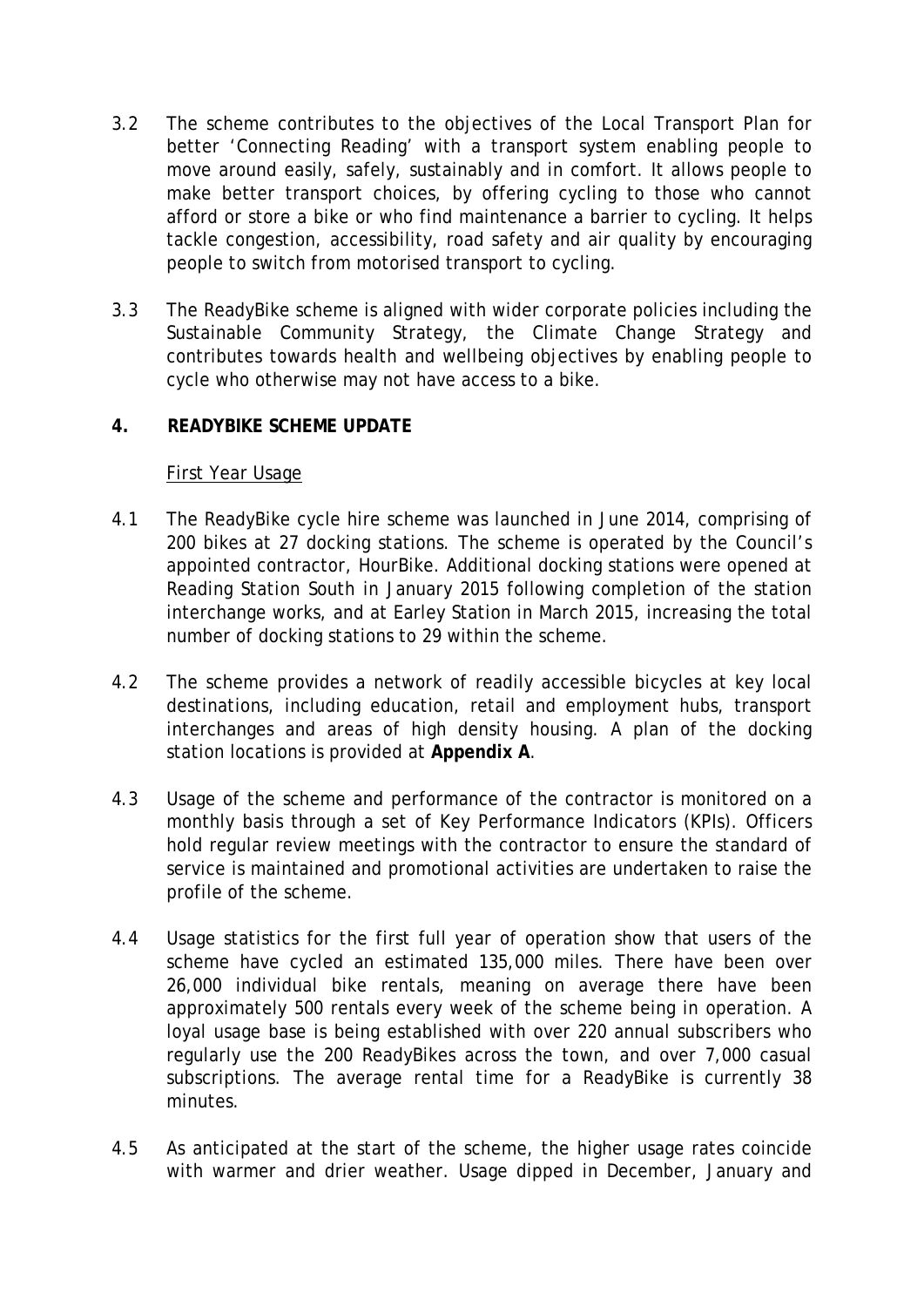3.2 The scheme contributes to the objectives of the Local Transport Plan for better 'Connecting Reading' with a transport system enabling people to move around easily, safely, sustainably and in comfort. It allows people to make better transport choices, by offering cycling to those who cannot afford or store a bike or who find maintenance a barrier to cycling. It helps tackle congestion, accessibility, road safety and air quality by encouraging people to switch from motorised transport to cycling.

3.3 The ReadyBike scheme is aligned with wider corporate policies including the Sustainable Community Strategy, the Climate Change Strategy and contributes towards health and wellbeing objectives by enabling people to cycle who otherwise may not have access to a bike.

## 4. READYBIKE SCHEME UPDATE

First Year Usage

4.1 The ReadyBike cycle hire scheme was launched in June 2014, comprising of 200 bikes at 27 docking stations. The scheme is operated by the Council's appointed contractor, HourBike. Additional docking stations were opened at Reading Station South in January 2015 following completion of the station interchange works, and at Earley Station in March 2015, increasing the total number of docking stations to 29 within the scheme.

4.2 The scheme provides a network of readily accessible bicycles at key local destinations, including education, retail and employment hubs, transport interchanges and areas of high density housing. A plan of the docking station locations is provided at **Appendix A**.

4.3 Usage of the scheme and performance of the contractor is monitored on a monthly basis through a set of Key Performance Indicators (KPIs). Officers hold regular review meetings with the contractor to ensure the standard of service is maintained and promotional activities are undertaken to raise the profile of the scheme.

4.4 Usage statistics for the first full year of operation show that users of the scheme have cycled an estimated 135,000 miles. There have been over 26,000 individual bike rentals, meaning on average there have been approximately 500 rentals every week of the scheme being in operation. A loyal usage base is being established with over 220 annual subscribers who regularly use the 200 ReadyBikes across the town, and over 7,000 casual subscriptions. The average rental time for a ReadyBike is currently 38 minutes.

4.5 As anticipated at the start of the scheme, the higher usage rates coincide with warmer and drier weather. Usage dipped in December, January and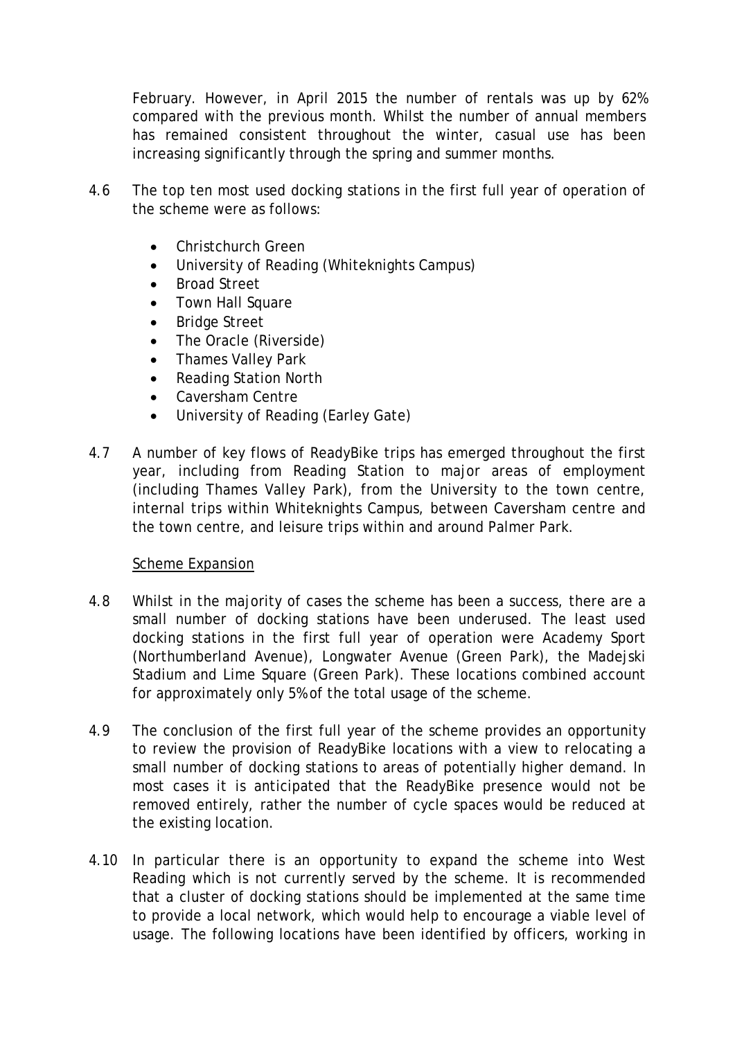February. However, in April 2015 the number of rentals was up by 62% compared with the previous month. Whilst the number of annual members has remained consistent throughout the winter, casual use has been increasing significantly through the spring and summer months.

4.6 The top ten most used docking stations in the first full year of operation of the scheme were as follows:

- Christchurch Green
- University of Reading (Whiteknights Campus)
- Broad Street
- Town Hall Square
- Bridge Street
- The Oracle (Riverside)
- Thames Valley Park
- Reading Station North
- Caversham Centre
- University of Reading (Earley Gate)

4.7 A number of key flows of ReadyBike trips has emerged throughout the first year, including from Reading Station to major areas of employment (including Thames Valley Park), from the University to the town centre, internal trips within Whiteknights Campus, between Caversham centre and the town centre, and leisure trips within and around Palmer Park.

<u>Scheme Expansion</u>

4.8 Whilst in the majority of cases the scheme has been a success, there are a small number of docking stations have been underused. The least used docking stations in the first full year of operation were Academy Sport (Northumberland Avenue), Longwater Avenue (Green Park), the Madejski Stadium and Lime Square (Green Park). These locations combined account for approximately only 5% of the total usage of the scheme.

4.9 The conclusion of the first full year of the scheme provides an opportunity to review the provision of ReadyBike locations with a view to relocating a small number of docking stations to areas of potentially higher demand. In most cases it is anticipated that the ReadyBike presence would not be removed entirely, rather the number of cycle spaces would be reduced at the existing location.

4.10 In particular there is an opportunity to expand the scheme into West Reading which is not currently served by the scheme. It is recommended that a cluster of docking stations should be implemented at the same time to provide a local network, which would help to encourage a viable level of usage. The following locations have been identified by officers, working in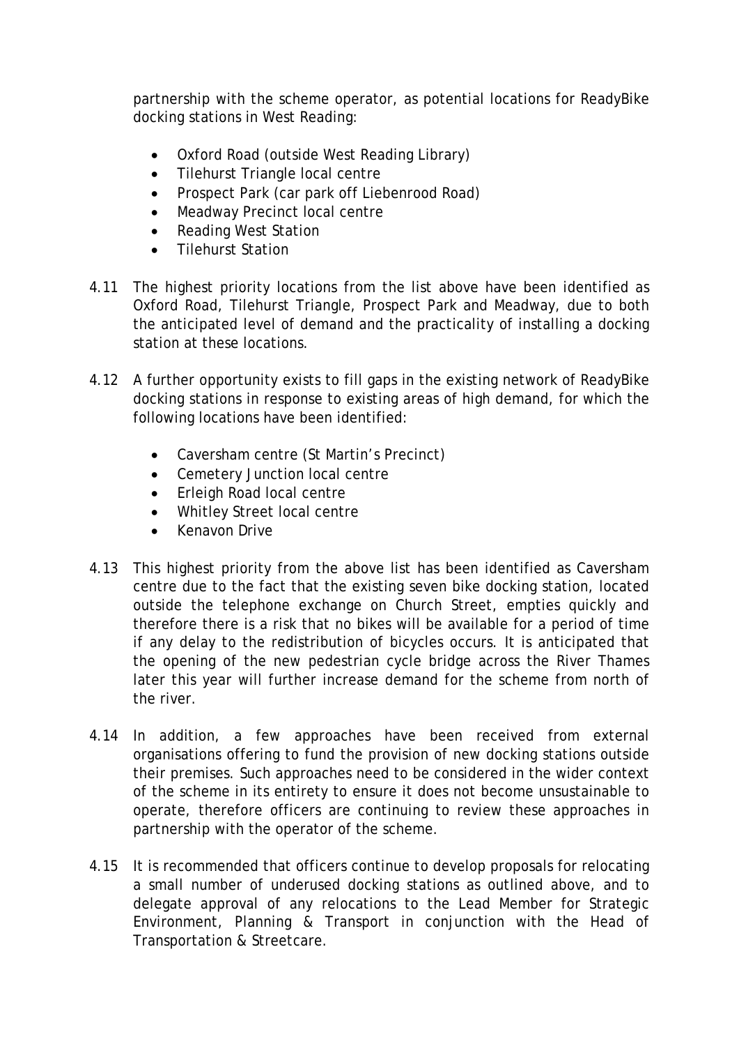partnership with the scheme operator, as potential locations for ReadyBike docking stations in West Reading:

- Oxford Road (outside West Reading Library)
- Tilehurst Triangle local centre
- Prospect Park (car park off Liebenrood Road)
- Meadway Precinct local centre
- Reading West Station
- Tilehurst Station

4.11 The highest priority locations from the list above have been identified as Oxford Road, Tilehurst Triangle, Prospect Park and Meadway, due to both the anticipated level of demand and the practicality of installing a docking station at these locations.

4.12 A further opportunity exists to fill gaps in the existing network of ReadyBike docking stations in response to existing areas of high demand, for which the following locations have been identified:

- Caversham centre (St Martin's Precinct)
- Cemetery Junction local centre
- Erleigh Road local centre
- Whitley Street local centre
- Kenavon Drive

4.13 This highest priority from the above list has been identified as Caversham centre due to the fact that the existing seven bike docking station, located outside the telephone exchange on Church Street, empties quickly and therefore there is a risk that no bikes will be available for a period of time if any delay to the redistribution of bicycles occurs. It is anticipated that the opening of the new pedestrian cycle bridge across the River Thames later this year will further increase demand for the scheme from north of the river.

4.14 In addition, a few approaches have been received from external organisations offering to fund the provision of new docking stations outside their premises. Such approaches need to be considered in the wider context of the scheme in its entirety to ensure it does not become unsustainable to operate, therefore officers are continuing to review these approaches in partnership with the operator of the scheme.

4.15 It is recommended that officers continue to develop proposals for relocating a small number of underused docking stations as outlined above, and to delegate approval of any relocations to the Lead Member for Strategic Environment, Planning & Transport in conjunction with the Head of Transportation & Streetcare.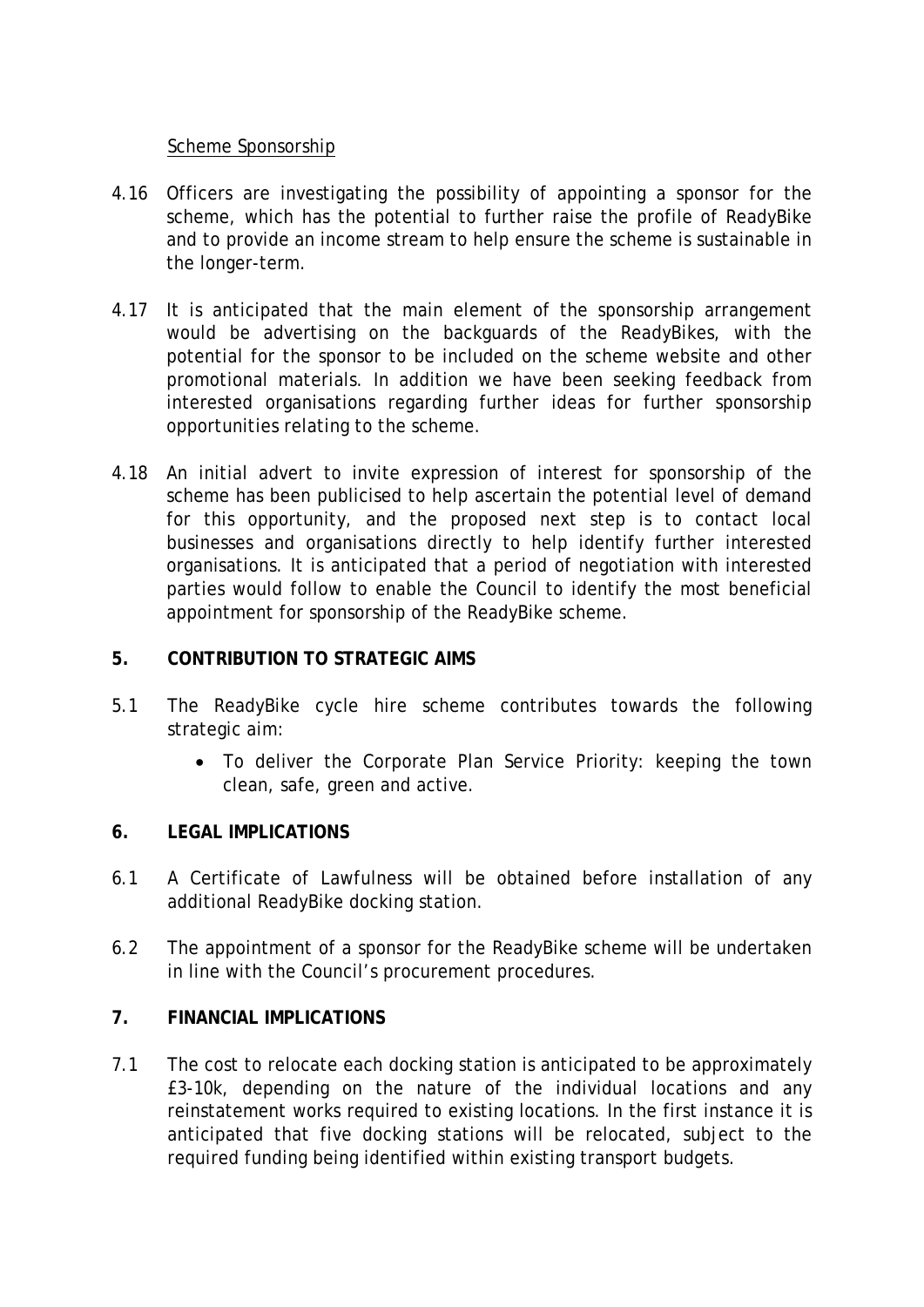Scheme Sponsorship

4.16 Officers are investigating the possibility of appointing a sponsor for the scheme, which has the potential to further raise the profile of ReadyBike and to provide an income stream to help ensure the scheme is sustainable in the longer-term.

4.17 It is anticipated that the main element of the sponsorship arrangement would be advertising on the backguards of the ReadyBikes, with the potential for the sponsor to be included on the scheme website and other promotional materials. In addition we have been seeking feedback from interested organisations regarding further ideas for further sponsorship opportunities relating to the scheme.

4.18 An initial advert to invite expression of interest for sponsorship of the scheme has been publicised to help ascertain the potential level of demand for this opportunity, and the proposed next step is to contact local businesses and organisations directly to help identify further interested organisations. It is anticipated that a period of negotiation with interested parties would follow to enable the Council to identify the most beneficial appointment for sponsorship of the ReadyBike scheme.

## 5. CONTRIBUTION TO STRATEGIC AIMS

5.1 The ReadyBike cycle hire scheme contributes towards the following strategic aim:

- To deliver the Corporate Plan Service Priority: keeping the town clean, safe, green and active.

## 6. LEGAL IMPLICATIONS

6.1 A Certificate of Lawfulness will be obtained before installation of any additional ReadyBike docking station.

6.2 The appointment of a sponsor for the ReadyBike scheme will be undertaken in line with the Council's procurement procedures.

## 7. FINANCIAL IMPLICATIONS

7.1 The cost to relocate each docking station is anticipated to be approximately £3-10k, depending on the nature of the individual locations and any reinstatement works required to existing locations. In the first instance it is anticipated that five docking stations will be relocated, subject to the required funding being identified within existing transport budgets.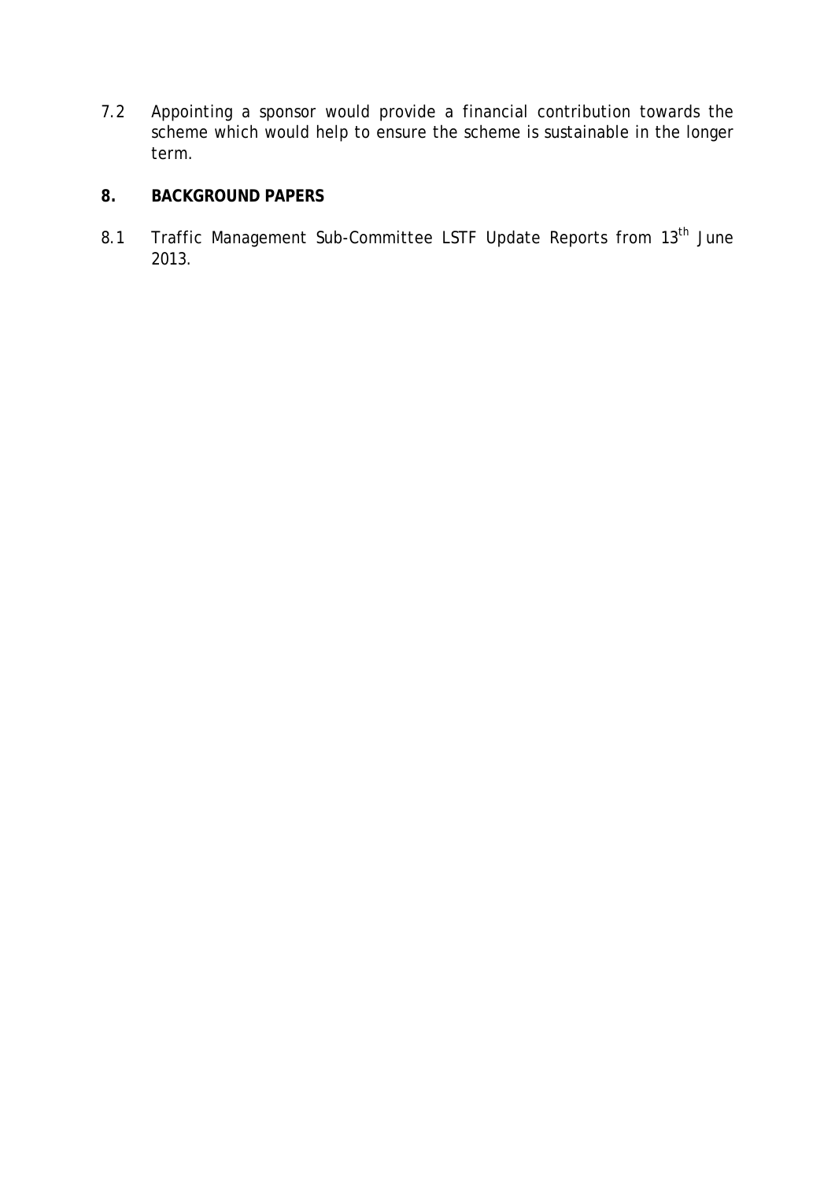7.2 Appointing a sponsor would provide a financial contribution towards the scheme which would help to ensure the scheme is sustainable in the longer term.

## 8. BACKGROUND PAPERS

8.1 Traffic Management Sub-Committee LSTF Update Reports from 13th June 2013.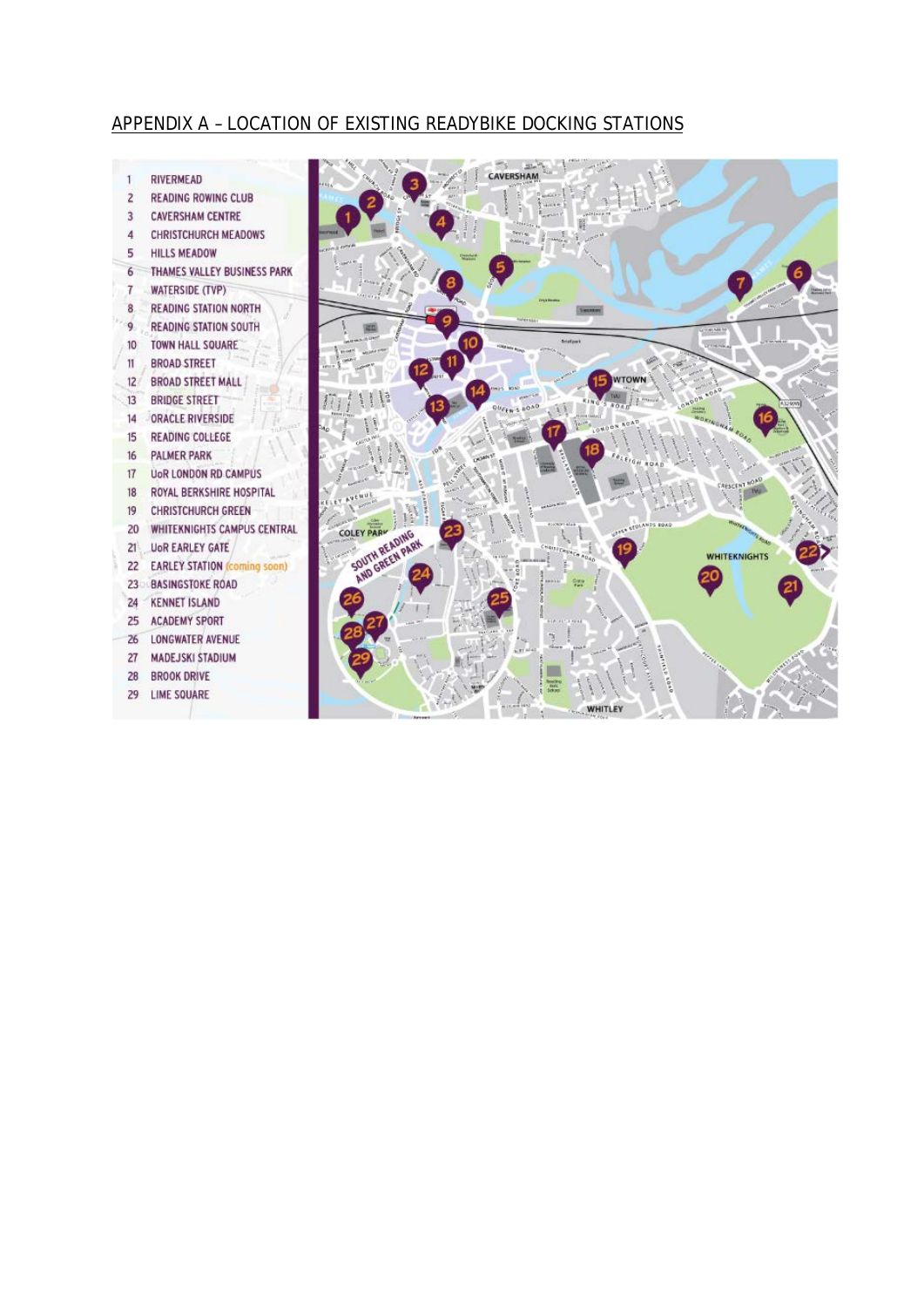## APPENDIX A – LOCATION OF EXISTING READYBIKE DOCKING STATIONS

1 RIVERMEAD
2 READING ROWING CLUB
3 CAVERSHAM CENTRE
4 CHRISTCHURCH MEADOWS
5 HILLS MEADOW
6 THAMES VALLEY BUSINESS PARK
7 WATERSIDE (TVP)
8 READING STATION NORTH
9 READING STATION SOUTH
10 TOWN HALL SQUARE
11 BROAD STREET
12 BROAD STREET MALL
13 BRIDGE STREET
14 ORACLE RIVERSIDE
15 READING COLLEGE
16 PALMER PARK
17 UoR LONDON RD CAMPUS
18 ROYAL BERKSHIRE HOSPITAL
19 CHRISTCHURCH GREEN
20 WHITEKNIGHTS CAMPUS CENTRAL
21 UoR EARLEY GATE
22 EARLEY STATION (coming soon)
23 BASINGSTOKE ROAD
24 KENNET ISLAND
25 ACADEMY SPORT
26 LONGWATER AVENUE
27 MADEJSKI STADIUM
28 BROOK DRIVE
29 LIME SQUARE

CAVERSHAM
COLEY PARK
SOUTH READING AND GREEN PARK
WHITEKNIGHTS
WHITLEY